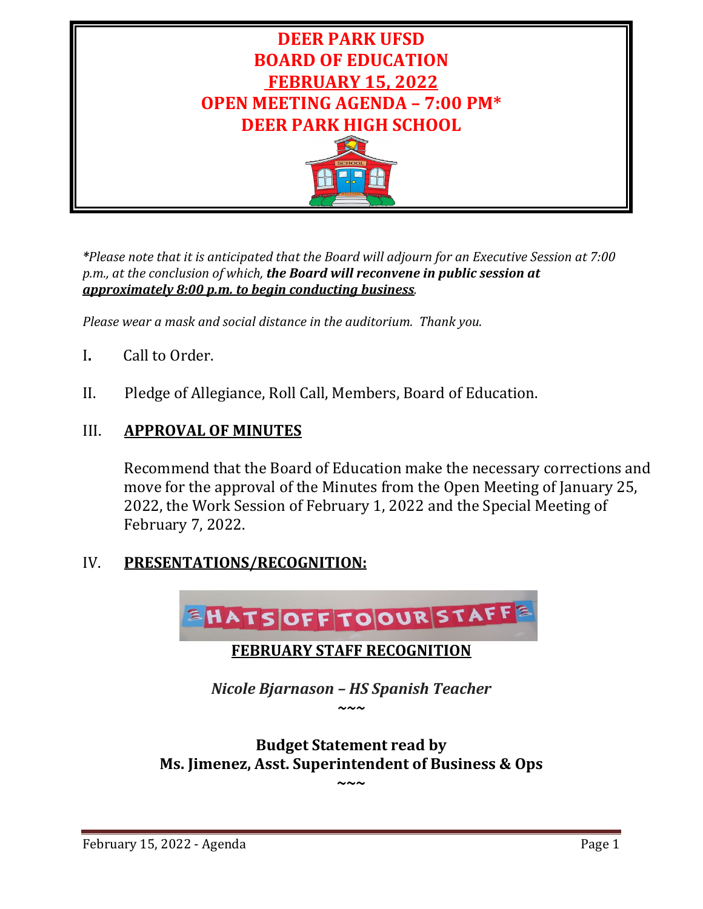# DEER PARK UFSD
# BOARD OF EDUCATION
# FEBRUARY 15, 2022
# OPEN MEETING AGENDA – 7:00 PM*
# DEER PARK HIGH SCHOOL

*\*Please note that it is anticipated that the Board will adjourn for an Executive Session at 7:00 p.m., at the conclusion of which,* ***the Board will reconvene in public session at*** ***approximately 8:00 p.m. to begin conducting business****.*

*Please wear a mask and social distance in the auditorium. Thank you.*

I. Call to Order.

II. Pledge of Allegiance, Roll Call, Members, Board of Education.

III. **APPROVAL OF MINUTES**

Recommend that the Board of Education make the necessary corrections and move for the approval of the Minutes from the Open Meeting of January 25, 2022, the Work Session of February 1, 2022 and the Special Meeting of February 7, 2022.

IV. **PRESENTATIONS/RECOGNITION:**

HATS OFF TO OUR STAFF

**FEBRUARY STAFF RECOGNITION**

***Nicole Bjarnason – HS Spanish Teacher***

~~~

**Budget Statement read by**
**Ms. Jimenez, Asst. Superintendent of Business & Ops**

~~~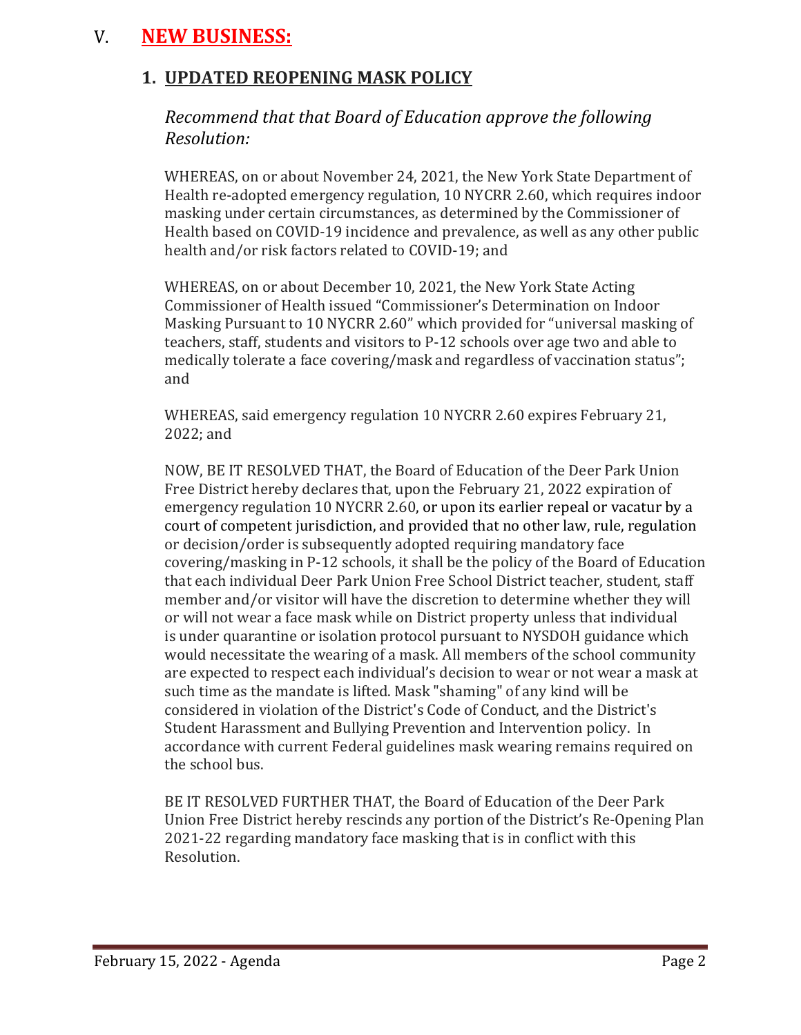# V. NEW BUSINESS:

## 1. UPDATED REOPENING MASK POLICY

*Recommend that that Board of Education approve the following Resolution:*

WHEREAS, on or about November 24, 2021, the New York State Department of Health re-adopted emergency regulation, 10 NYCRR 2.60, which requires indoor masking under certain circumstances, as determined by the Commissioner of Health based on COVID-19 incidence and prevalence, as well as any other public health and/or risk factors related to COVID-19; and

WHEREAS, on or about December 10, 2021, the New York State Acting Commissioner of Health issued "Commissioner's Determination on Indoor Masking Pursuant to 10 NYCRR 2.60" which provided for "universal masking of teachers, staff, students and visitors to P-12 schools over age two and able to medically tolerate a face covering/mask and regardless of vaccination status"; and

WHEREAS, said emergency regulation 10 NYCRR 2.60 expires February 21, 2022; and

NOW, BE IT RESOLVED THAT, the Board of Education of the Deer Park Union Free District hereby declares that, upon the February 21, 2022 expiration of emergency regulation 10 NYCRR 2.60, or upon its earlier repeal or vacatur by a court of competent jurisdiction, and provided that no other law, rule, regulation or decision/order is subsequently adopted requiring mandatory face covering/masking in P-12 schools, it shall be the policy of the Board of Education that each individual Deer Park Union Free School District teacher, student, staff member and/or visitor will have the discretion to determine whether they will or will not wear a face mask while on District property unless that individual is under quarantine or isolation protocol pursuant to NYSDOH guidance which would necessitate the wearing of a mask. All members of the school community are expected to respect each individual's decision to wear or not wear a mask at such time as the mandate is lifted. Mask "shaming" of any kind will be considered in violation of the District's Code of Conduct, and the District's Student Harassment and Bullying Prevention and Intervention policy. In accordance with current Federal guidelines mask wearing remains required on the school bus.

BE IT RESOLVED FURTHER THAT, the Board of Education of the Deer Park Union Free District hereby rescinds any portion of the District's Re-Opening Plan 2021-22 regarding mandatory face masking that is in conflict with this Resolution.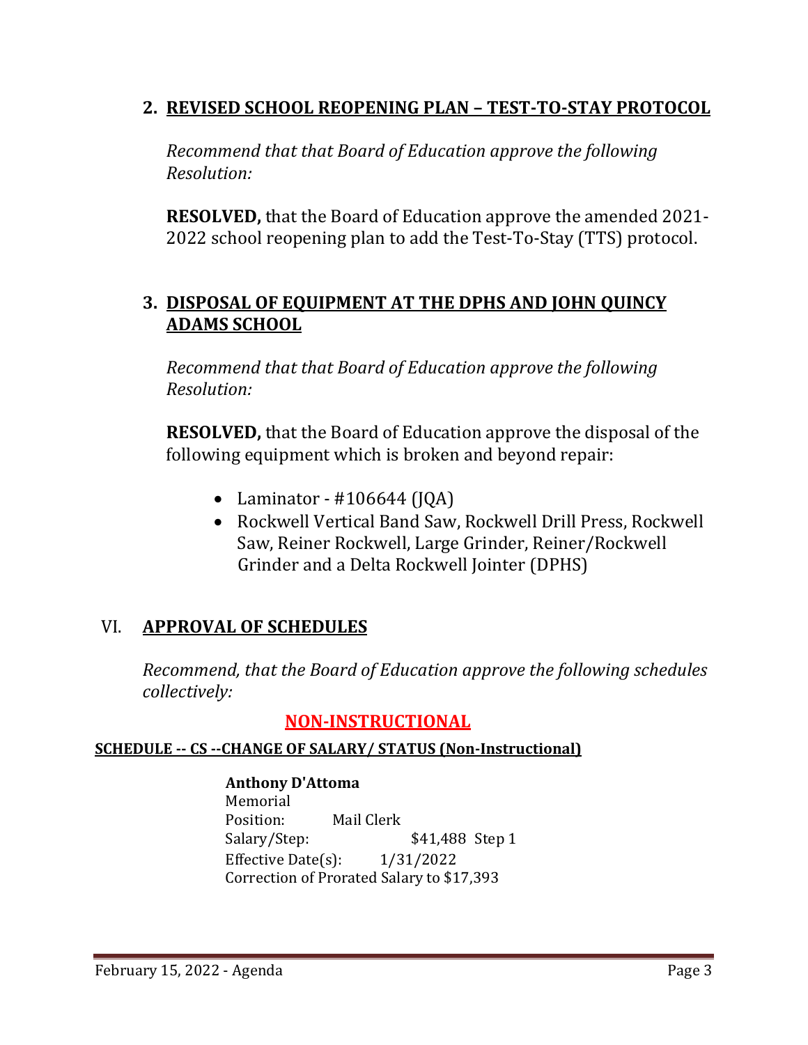## 2. REVISED SCHOOL REOPENING PLAN – TEST-TO-STAY PROTOCOL

*Recommend that that Board of Education approve the following Resolution:*

**RESOLVED,** that the Board of Education approve the amended 2021-2022 school reopening plan to add the Test-To-Stay (TTS) protocol.

## 3. DISPOSAL OF EQUIPMENT AT THE DPHS AND JOHN QUINCY ADAMS SCHOOL

*Recommend that that Board of Education approve the following Resolution:*

**RESOLVED,** that the Board of Education approve the disposal of the following equipment which is broken and beyond repair:

- Laminator - #106644 (JQA)
- Rockwell Vertical Band Saw, Rockwell Drill Press, Rockwell Saw, Reiner Rockwell, Large Grinder, Reiner/Rockwell Grinder and a Delta Rockwell Jointer (DPHS)

# VI. APPROVAL OF SCHEDULES

*Recommend, that the Board of Education approve the following schedules collectively:*

## NON-INSTRUCTIONAL

**SCHEDULE -- CS --CHANGE OF SALARY/ STATUS (Non-Instructional)**

**Anthony D'Attoma**
Memorial
Position: Mail Clerk
Salary/Step: $41,488 Step 1
Effective Date(s): 1/31/2022
Correction of Prorated Salary to $17,393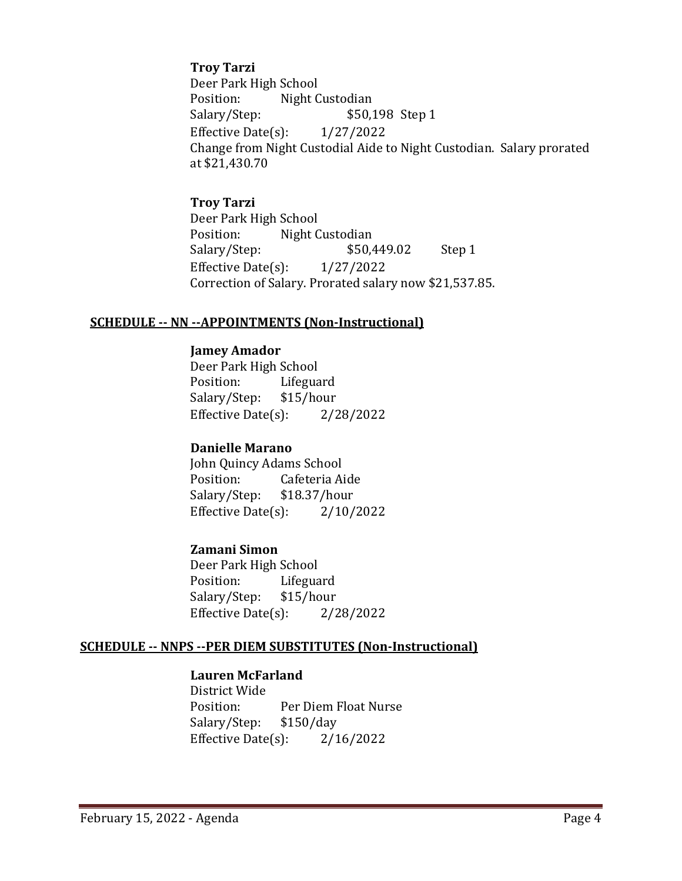**Troy Tarzi**
Deer Park High School
Position: Night Custodian
Salary/Step: $50,198 Step 1
Effective Date(s): 1/27/2022
Change from Night Custodial Aide to Night Custodian. Salary prorated at $21,430.70

**Troy Tarzi**
Deer Park High School
Position: Night Custodian
Salary/Step: $50,449.02 Step 1
Effective Date(s): 1/27/2022
Correction of Salary. Prorated salary now $21,537.85.

## SCHEDULE -- NN --APPOINTMENTS (Non-Instructional)

**Jamey Amador**
Deer Park High School
Position: Lifeguard
Salary/Step: $15/hour
Effective Date(s): 2/28/2022

**Danielle Marano**
John Quincy Adams School
Position: Cafeteria Aide
Salary/Step: $18.37/hour
Effective Date(s): 2/10/2022

**Zamani Simon**
Deer Park High School
Position: Lifeguard
Salary/Step: $15/hour
Effective Date(s): 2/28/2022

## SCHEDULE -- NNPS --PER DIEM SUBSTITUTES (Non-Instructional)

**Lauren McFarland**
District Wide
Position: Per Diem Float Nurse
Salary/Step: $150/day
Effective Date(s): 2/16/2022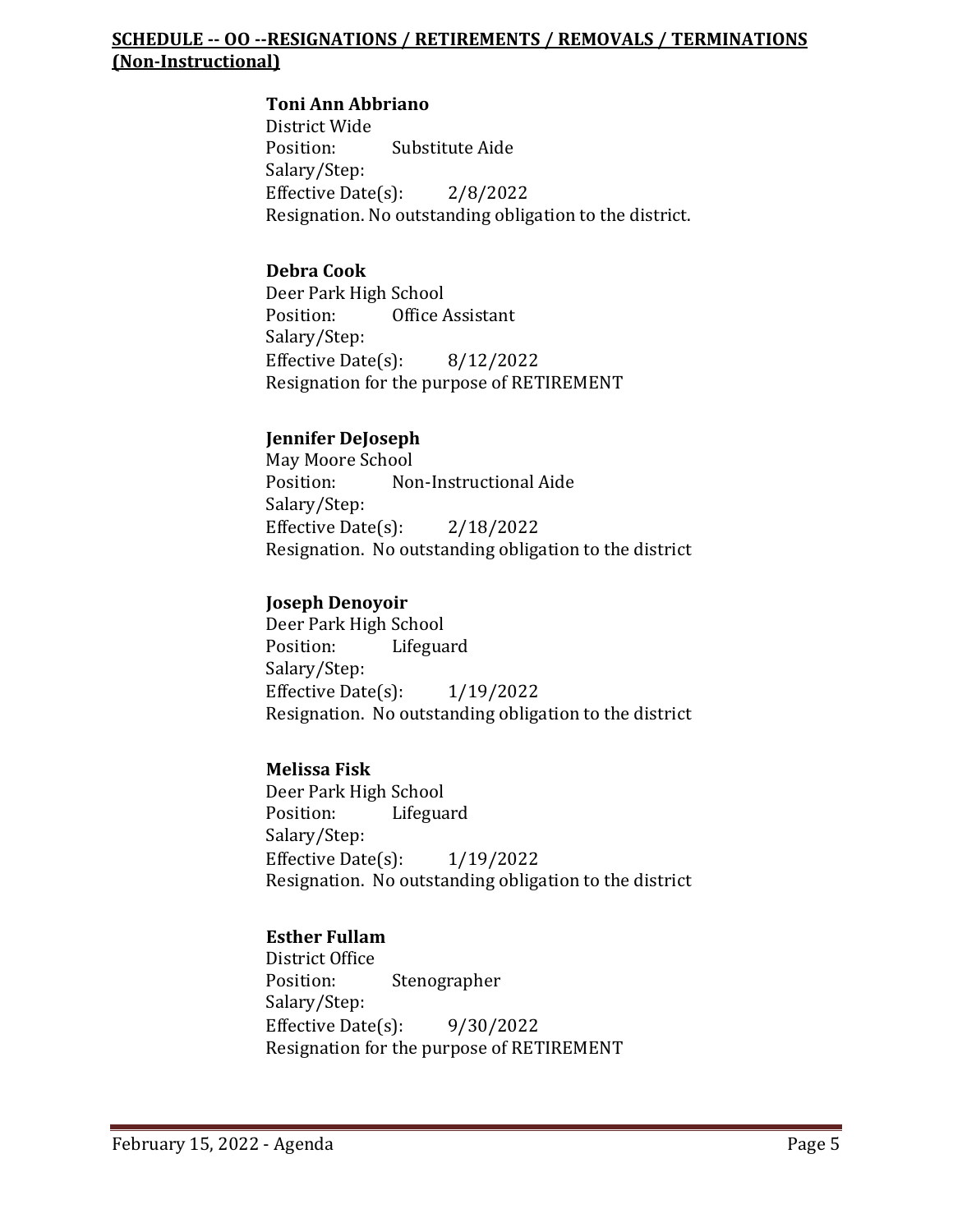## **SCHEDULE -- OO --RESIGNATIONS / RETIREMENTS / REMOVALS / TERMINATIONS (Non-Instructional)**

**Toni Ann Abbriano**
District Wide
Position: Substitute Aide
Salary/Step:
Effective Date(s): 2/8/2022
Resignation. No outstanding obligation to the district.

**Debra Cook**
Deer Park High School
Position: Office Assistant
Salary/Step:
Effective Date(s): 8/12/2022
Resignation for the purpose of RETIREMENT

**Jennifer DeJoseph**
May Moore School
Position: Non-Instructional Aide
Salary/Step:
Effective Date(s): 2/18/2022
Resignation. No outstanding obligation to the district

**Joseph Denoyoir**
Deer Park High School
Position: Lifeguard
Salary/Step:
Effective Date(s): 1/19/2022
Resignation. No outstanding obligation to the district

**Melissa Fisk**
Deer Park High School
Position: Lifeguard
Salary/Step:
Effective Date(s): 1/19/2022
Resignation. No outstanding obligation to the district

**Esther Fullam**
District Office
Position: Stenographer
Salary/Step:
Effective Date(s): 9/30/2022
Resignation for the purpose of RETIREMENT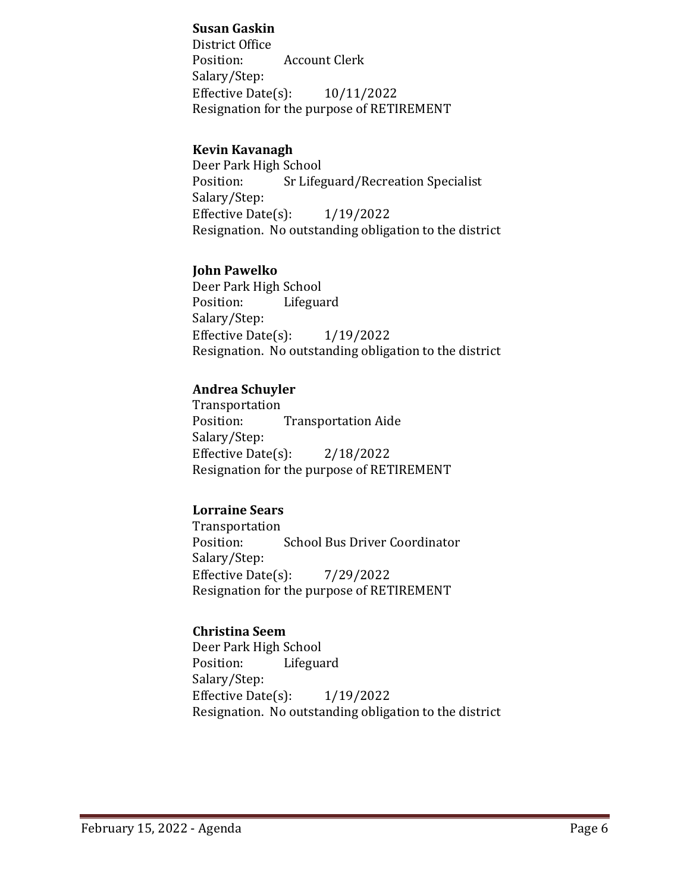**Susan Gaskin**
District Office
Position: Account Clerk
Salary/Step:
Effective Date(s): 10/11/2022
Resignation for the purpose of RETIREMENT

**Kevin Kavanagh**
Deer Park High School
Position: Sr Lifeguard/Recreation Specialist
Salary/Step:
Effective Date(s): 1/19/2022
Resignation. No outstanding obligation to the district

**John Pawelko**
Deer Park High School
Position: Lifeguard
Salary/Step:
Effective Date(s): 1/19/2022
Resignation. No outstanding obligation to the district

**Andrea Schuyler**
Transportation
Position: Transportation Aide
Salary/Step:
Effective Date(s): 2/18/2022
Resignation for the purpose of RETIREMENT

**Lorraine Sears**
Transportation
Position: School Bus Driver Coordinator
Salary/Step:
Effective Date(s): 7/29/2022
Resignation for the purpose of RETIREMENT

**Christina Seem**
Deer Park High School
Position: Lifeguard
Salary/Step:
Effective Date(s): 1/19/2022
Resignation. No outstanding obligation to the district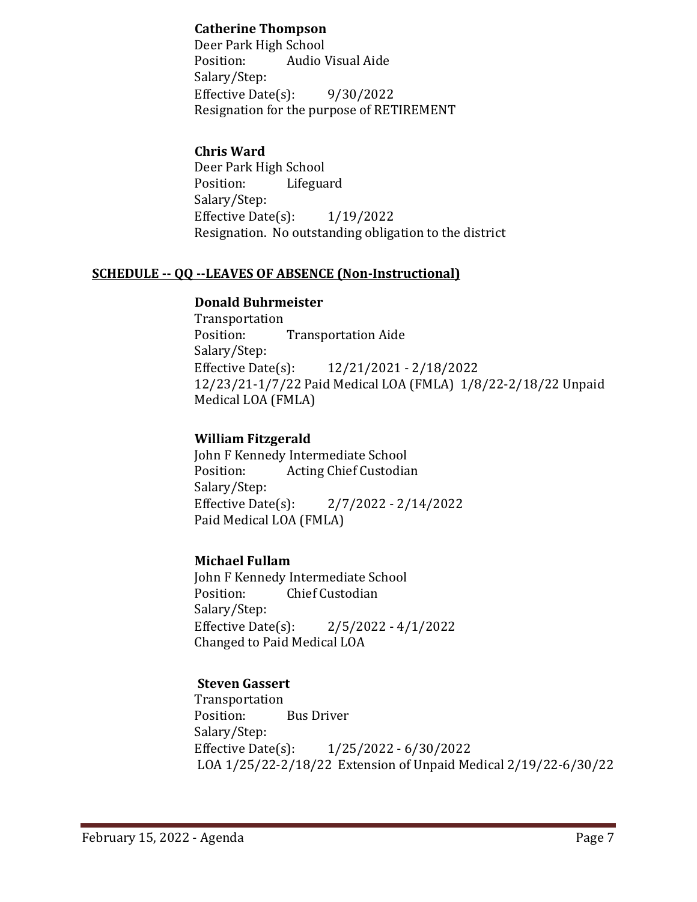**Catherine Thompson**
Deer Park High School
Position: Audio Visual Aide
Salary/Step:
Effective Date(s): 9/30/2022
Resignation for the purpose of RETIREMENT

**Chris Ward**
Deer Park High School
Position: Lifeguard
Salary/Step:
Effective Date(s): 1/19/2022
Resignation. No outstanding obligation to the district

## SCHEDULE -- QQ --LEAVES OF ABSENCE (Non-Instructional)

**Donald Buhrmeister**
Transportation
Position: Transportation Aide
Salary/Step:
Effective Date(s): 12/21/2021 - 2/18/2022
12/23/21-1/7/22 Paid Medical LOA (FMLA) 1/8/22-2/18/22 Unpaid Medical LOA (FMLA)

**William Fitzgerald**
John F Kennedy Intermediate School
Position: Acting Chief Custodian
Salary/Step:
Effective Date(s): 2/7/2022 - 2/14/2022
Paid Medical LOA (FMLA)

**Michael Fullam**
John F Kennedy Intermediate School
Position: Chief Custodian
Salary/Step:
Effective Date(s): 2/5/2022 - 4/1/2022
Changed to Paid Medical LOA

**Steven Gassert**
Transportation
Position: Bus Driver
Salary/Step:
Effective Date(s): 1/25/2022 - 6/30/2022
LOA 1/25/22-2/18/22 Extension of Unpaid Medical 2/19/22-6/30/22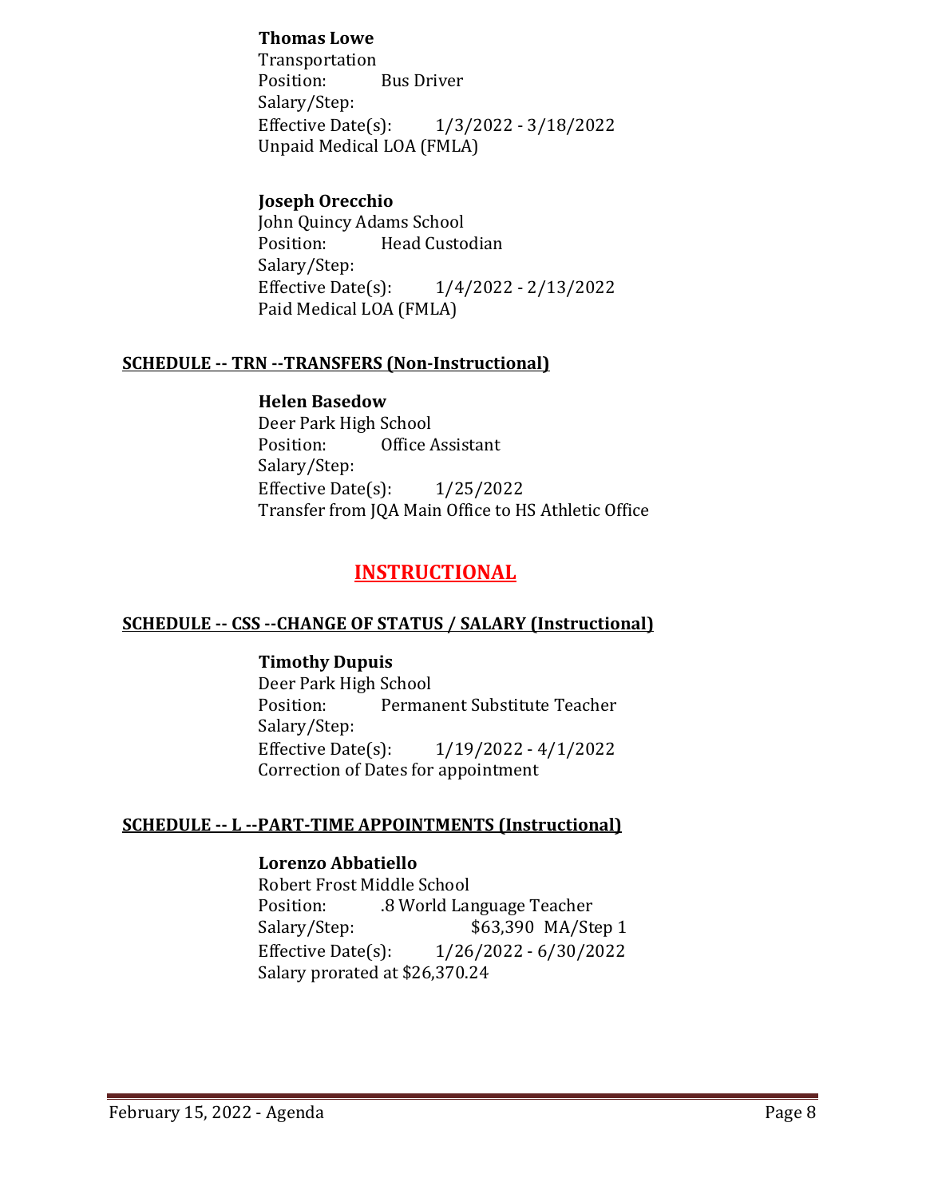**Thomas Lowe**
Transportation
Position: Bus Driver
Salary/Step:
Effective Date(s): 1/3/2022 - 3/18/2022
Unpaid Medical LOA (FMLA)

**Joseph Orecchio**
John Quincy Adams School
Position: Head Custodian
Salary/Step:
Effective Date(s): 1/4/2022 - 2/13/2022
Paid Medical LOA (FMLA)

**SCHEDULE -- TRN --TRANSFERS (Non-Instructional)**

**Helen Basedow**
Deer Park High School
Position: Office Assistant
Salary/Step:
Effective Date(s): 1/25/2022
Transfer from JQA Main Office to HS Athletic Office

## INSTRUCTIONAL

**SCHEDULE -- CSS --CHANGE OF STATUS / SALARY (Instructional)**

**Timothy Dupuis**
Deer Park High School
Position: Permanent Substitute Teacher
Salary/Step:
Effective Date(s): 1/19/2022 - 4/1/2022
Correction of Dates for appointment

**SCHEDULE -- L --PART-TIME APPOINTMENTS (Instructional)**

**Lorenzo Abbatiello**
Robert Frost Middle School
Position: .8 World Language Teacher
Salary/Step: $63,390 MA/Step 1
Effective Date(s): 1/26/2022 - 6/30/2022
Salary prorated at $26,370.24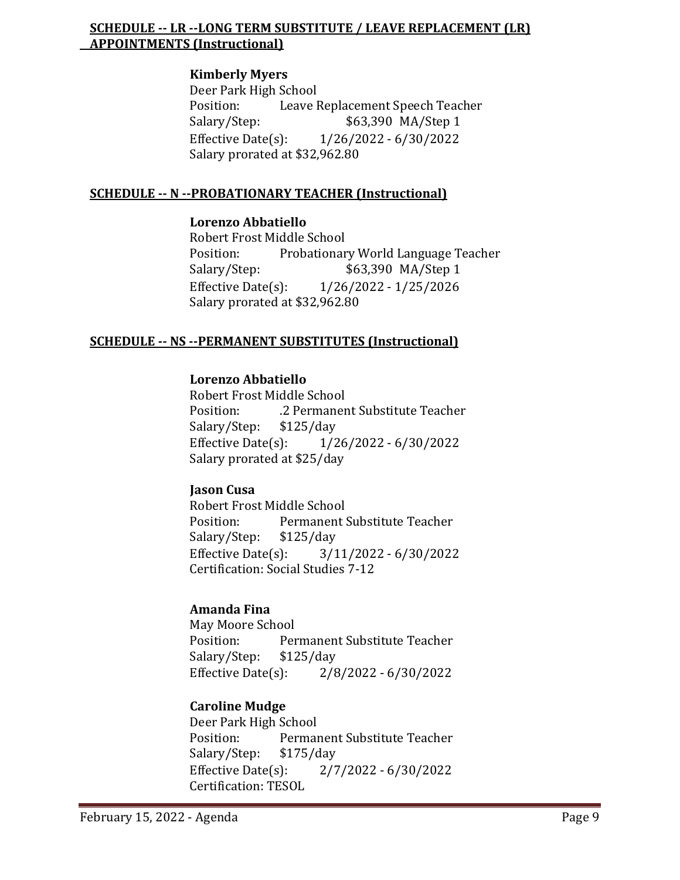**SCHEDULE -- LR --LONG TERM SUBSTITUTE / LEAVE REPLACEMENT (LR) APPOINTMENTS (Instructional)**

**Kimberly Myers**
Deer Park High School
Position: Leave Replacement Speech Teacher
Salary/Step: $63,390 MA/Step 1
Effective Date(s): 1/26/2022 - 6/30/2022
Salary prorated at $32,962.80

**SCHEDULE -- N --PROBATIONARY TEACHER (Instructional)**

**Lorenzo Abbatiello**
Robert Frost Middle School
Position: Probationary World Language Teacher
Salary/Step: $63,390 MA/Step 1
Effective Date(s): 1/26/2022 - 1/25/2026
Salary prorated at $32,962.80

**SCHEDULE -- NS --PERMANENT SUBSTITUTES (Instructional)**

**Lorenzo Abbatiello**
Robert Frost Middle School
Position: .2 Permanent Substitute Teacher
Salary/Step: $125/day
Effective Date(s): 1/26/2022 - 6/30/2022
Salary prorated at $25/day

**Jason Cusa**
Robert Frost Middle School
Position: Permanent Substitute Teacher
Salary/Step: $125/day
Effective Date(s): 3/11/2022 - 6/30/2022
Certification: Social Studies 7-12

**Amanda Fina**
May Moore School
Position: Permanent Substitute Teacher
Salary/Step: $125/day
Effective Date(s): 2/8/2022 - 6/30/2022

**Caroline Mudge**
Deer Park High School
Position: Permanent Substitute Teacher
Salary/Step: $175/day
Effective Date(s): 2/7/2022 - 6/30/2022
Certification: TESOL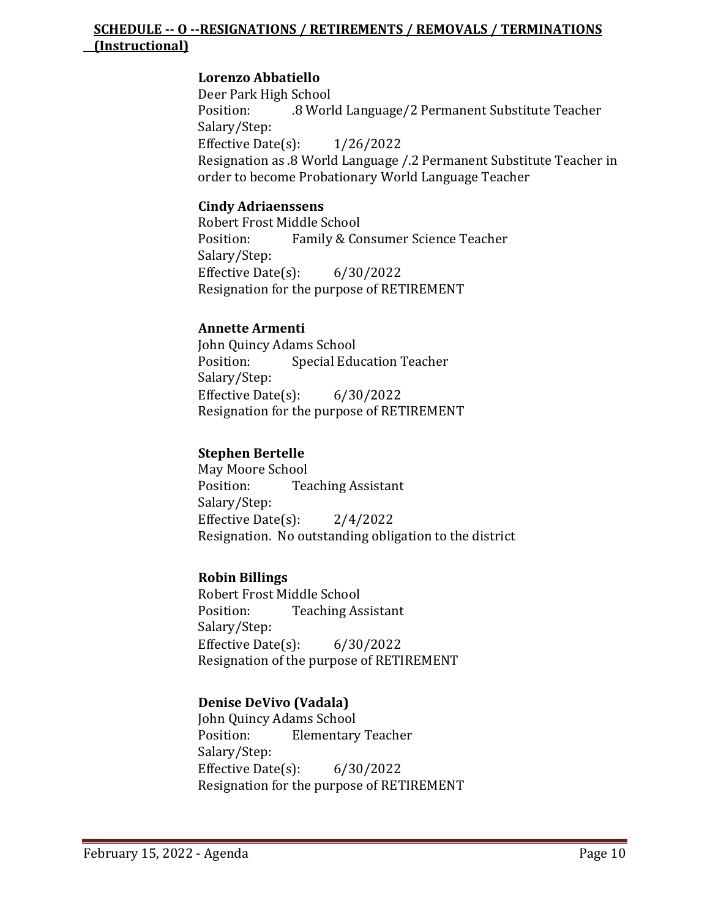## SCHEDULE -- O --RESIGNATIONS / RETIREMENTS / REMOVALS / TERMINATIONS (Instructional)

**Lorenzo Abbatiello**
Deer Park High School
Position: .8 World Language/2 Permanent Substitute Teacher
Salary/Step:
Effective Date(s): 1/26/2022
Resignation as .8 World Language /.2 Permanent Substitute Teacher in order to become Probationary World Language Teacher

**Cindy Adriaenssens**
Robert Frost Middle School
Position: Family & Consumer Science Teacher
Salary/Step:
Effective Date(s): 6/30/2022
Resignation for the purpose of RETIREMENT

**Annette Armenti**
John Quincy Adams School
Position: Special Education Teacher
Salary/Step:
Effective Date(s): 6/30/2022
Resignation for the purpose of RETIREMENT

**Stephen Bertelle**
May Moore School
Position: Teaching Assistant
Salary/Step:
Effective Date(s): 2/4/2022
Resignation. No outstanding obligation to the district

**Robin Billings**
Robert Frost Middle School
Position: Teaching Assistant
Salary/Step:
Effective Date(s): 6/30/2022
Resignation of the purpose of RETIREMENT

**Denise DeVivo (Vadala)**
John Quincy Adams School
Position: Elementary Teacher
Salary/Step:
Effective Date(s): 6/30/2022
Resignation for the purpose of RETIREMENT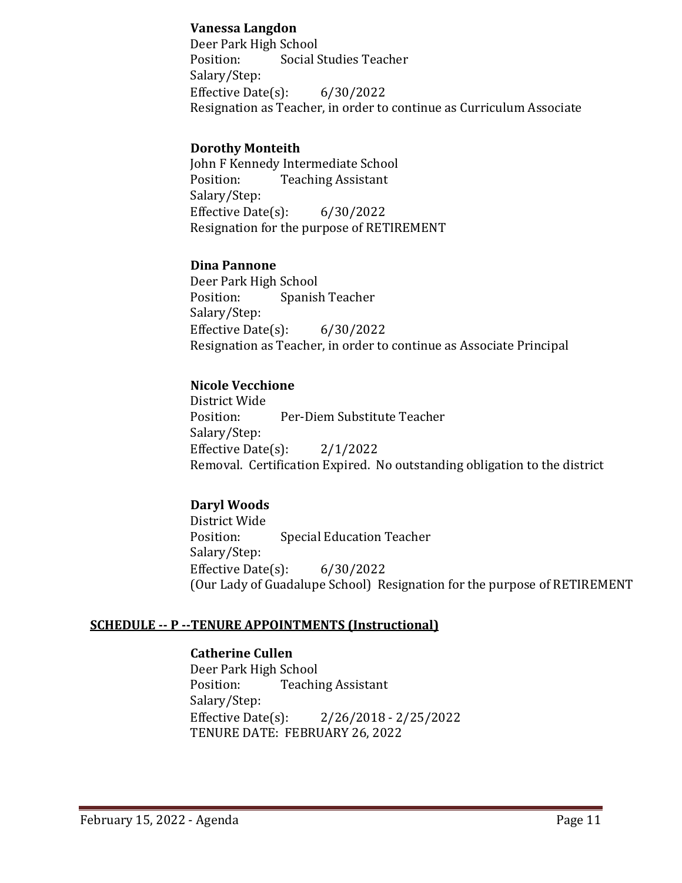**Vanessa Langdon**  
Deer Park High School  
Position: Social Studies Teacher  
Salary/Step:  
Effective Date(s): 6/30/2022  
Resignation as Teacher, in order to continue as Curriculum Associate

**Dorothy Monteith**  
John F Kennedy Intermediate School  
Position: Teaching Assistant  
Salary/Step:  
Effective Date(s): 6/30/2022  
Resignation for the purpose of RETIREMENT

**Dina Pannone**  
Deer Park High School  
Position: Spanish Teacher  
Salary/Step:  
Effective Date(s): 6/30/2022  
Resignation as Teacher, in order to continue as Associate Principal

**Nicole Vecchione**  
District Wide  
Position: Per-Diem Substitute Teacher  
Salary/Step:  
Effective Date(s): 2/1/2022  
Removal. Certification Expired. No outstanding obligation to the district

**Daryl Woods**  
District Wide  
Position: Special Education Teacher  
Salary/Step:  
Effective Date(s): 6/30/2022  
(Our Lady of Guadalupe School) Resignation for the purpose of RETIREMENT

## SCHEDULE -- P --TENURE APPOINTMENTS (Instructional)

**Catherine Cullen**  
Deer Park High School  
Position: Teaching Assistant  
Salary/Step:  
Effective Date(s): 2/26/2018 - 2/25/2022  
TENURE DATE: FEBRUARY 26, 2022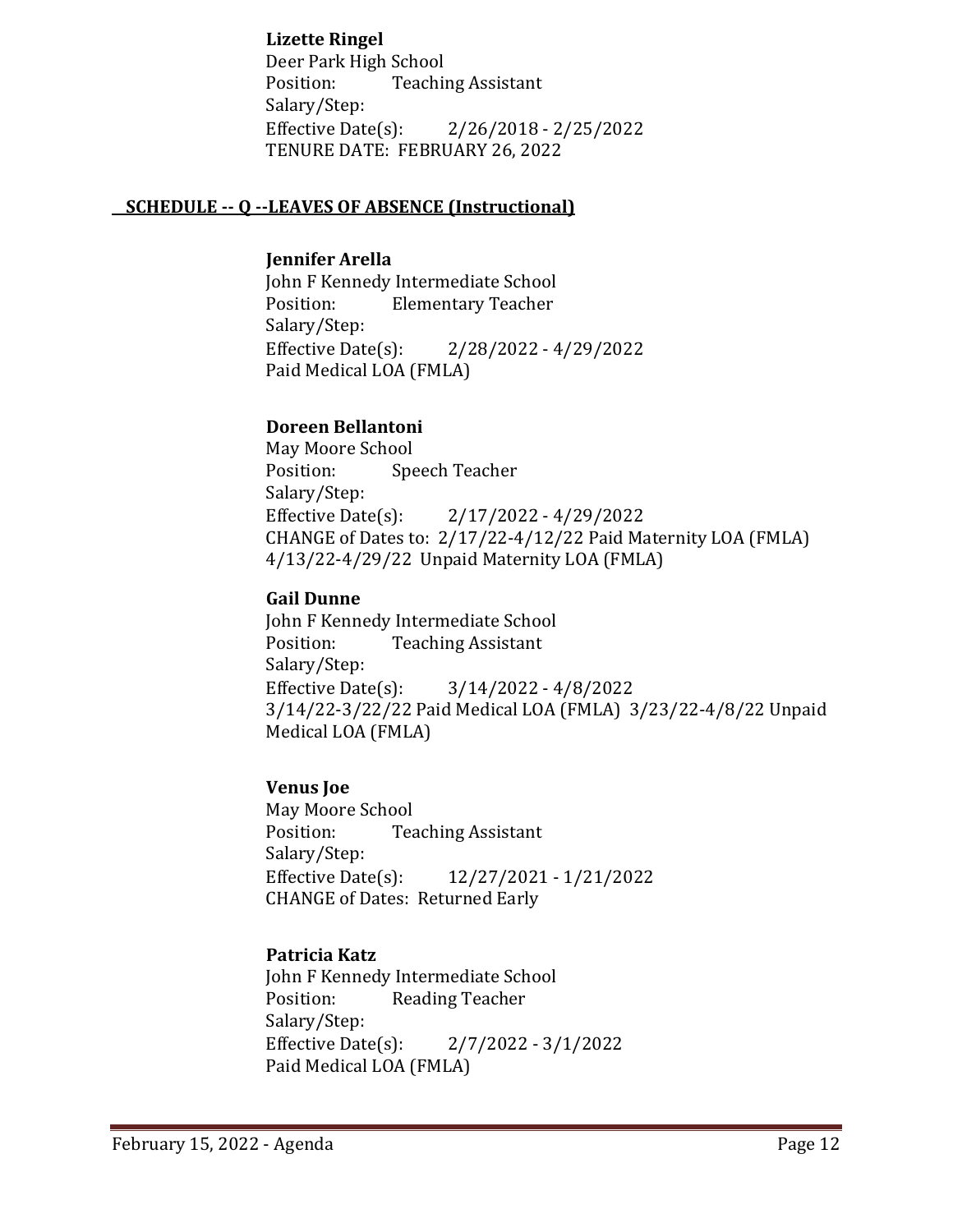**Lizette Ringel**
Deer Park High School
Position: Teaching Assistant
Salary/Step:
Effective Date(s): 2/26/2018 - 2/25/2022
TENURE DATE: FEBRUARY 26, 2022

## SCHEDULE -- Q --LEAVES OF ABSENCE (Instructional)

**Jennifer Arella**
John F Kennedy Intermediate School
Position: Elementary Teacher
Salary/Step:
Effective Date(s): 2/28/2022 - 4/29/2022
Paid Medical LOA (FMLA)

**Doreen Bellantoni**
May Moore School
Position: Speech Teacher
Salary/Step:
Effective Date(s): 2/17/2022 - 4/29/2022
CHANGE of Dates to: 2/17/22-4/12/22 Paid Maternity LOA (FMLA)
4/13/22-4/29/22 Unpaid Maternity LOA (FMLA)

**Gail Dunne**
John F Kennedy Intermediate School
Position: Teaching Assistant
Salary/Step:
Effective Date(s): 3/14/2022 - 4/8/2022
3/14/22-3/22/22 Paid Medical LOA (FMLA) 3/23/22-4/8/22 Unpaid Medical LOA (FMLA)

**Venus Joe**
May Moore School
Position: Teaching Assistant
Salary/Step:
Effective Date(s): 12/27/2021 - 1/21/2022
CHANGE of Dates: Returned Early

**Patricia Katz**
John F Kennedy Intermediate School
Position: Reading Teacher
Salary/Step:
Effective Date(s): 2/7/2022 - 3/1/2022
Paid Medical LOA (FMLA)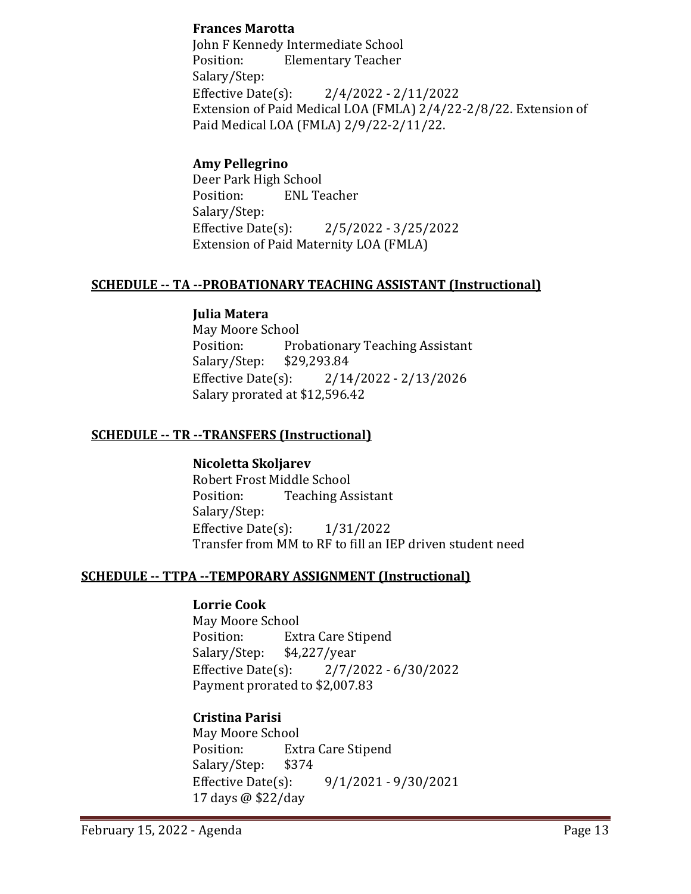**Frances Marotta**
John F Kennedy Intermediate School
Position: Elementary Teacher
Salary/Step:
Effective Date(s): 2/4/2022 - 2/11/2022
Extension of Paid Medical LOA (FMLA) 2/4/22-2/8/22. Extension of Paid Medical LOA (FMLA) 2/9/22-2/11/22.

**Amy Pellegrino**
Deer Park High School
Position: ENL Teacher
Salary/Step:
Effective Date(s): 2/5/2022 - 3/25/2022
Extension of Paid Maternity LOA (FMLA)

**SCHEDULE -- TA --PROBATIONARY TEACHING ASSISTANT (Instructional)**

**Julia Matera**
May Moore School
Position: Probationary Teaching Assistant
Salary/Step: $29,293.84
Effective Date(s): 2/14/2022 - 2/13/2026
Salary prorated at $12,596.42

**SCHEDULE -- TR --TRANSFERS (Instructional)**

**Nicoletta Skoljarev**
Robert Frost Middle School
Position: Teaching Assistant
Salary/Step:
Effective Date(s): 1/31/2022
Transfer from MM to RF to fill an IEP driven student need

**SCHEDULE -- TTPA --TEMPORARY ASSIGNMENT (Instructional)**

**Lorrie Cook**
May Moore School
Position: Extra Care Stipend
Salary/Step: $4,227/year
Effective Date(s): 2/7/2022 - 6/30/2022
Payment prorated to $2,007.83

**Cristina Parisi**
May Moore School
Position: Extra Care Stipend
Salary/Step: $374
Effective Date(s): 9/1/2021 - 9/30/2021
17 days @ $22/day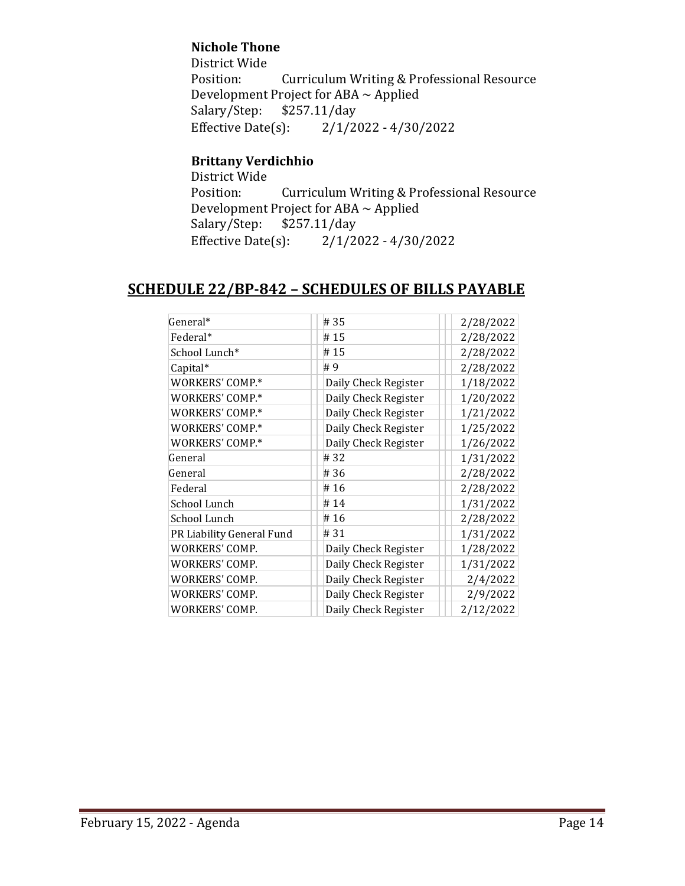**Nichole Thone**
District Wide
Position: Curriculum Writing & Professional Resource Development Project for ABA ~ Applied
Salary/Step: $257.11/day
Effective Date(s): 2/1/2022 - 4/30/2022

**Brittany Verdichhio**
District Wide
Position: Curriculum Writing & Professional Resource Development Project for ABA ~ Applied
Salary/Step: $257.11/day
Effective Date(s): 2/1/2022 - 4/30/2022

## SCHEDULE 22/BP-842 – SCHEDULES OF BILLS PAYABLE

| | | |
|---|---|---|
| General* | # 35 | 2/28/2022 |
| Federal* | # 15 | 2/28/2022 |
| School Lunch* | # 15 | 2/28/2022 |
| Capital* | # 9 | 2/28/2022 |
| WORKERS' COMP.* | Daily Check Register | 1/18/2022 |
| WORKERS' COMP.* | Daily Check Register | 1/20/2022 |
| WORKERS' COMP.* | Daily Check Register | 1/21/2022 |
| WORKERS' COMP.* | Daily Check Register | 1/25/2022 |
| WORKERS' COMP.* | Daily Check Register | 1/26/2022 |
| General | # 32 | 1/31/2022 |
| General | # 36 | 2/28/2022 |
| Federal | # 16 | 2/28/2022 |
| School Lunch | # 14 | 1/31/2022 |
| School Lunch | # 16 | 2/28/2022 |
| PR Liability General Fund | # 31 | 1/31/2022 |
| WORKERS' COMP. | Daily Check Register | 1/28/2022 |
| WORKERS' COMP. | Daily Check Register | 1/31/2022 |
| WORKERS' COMP. | Daily Check Register | 2/4/2022 |
| WORKERS' COMP. | Daily Check Register | 2/9/2022 |
| WORKERS' COMP. | Daily Check Register | 2/12/2022 |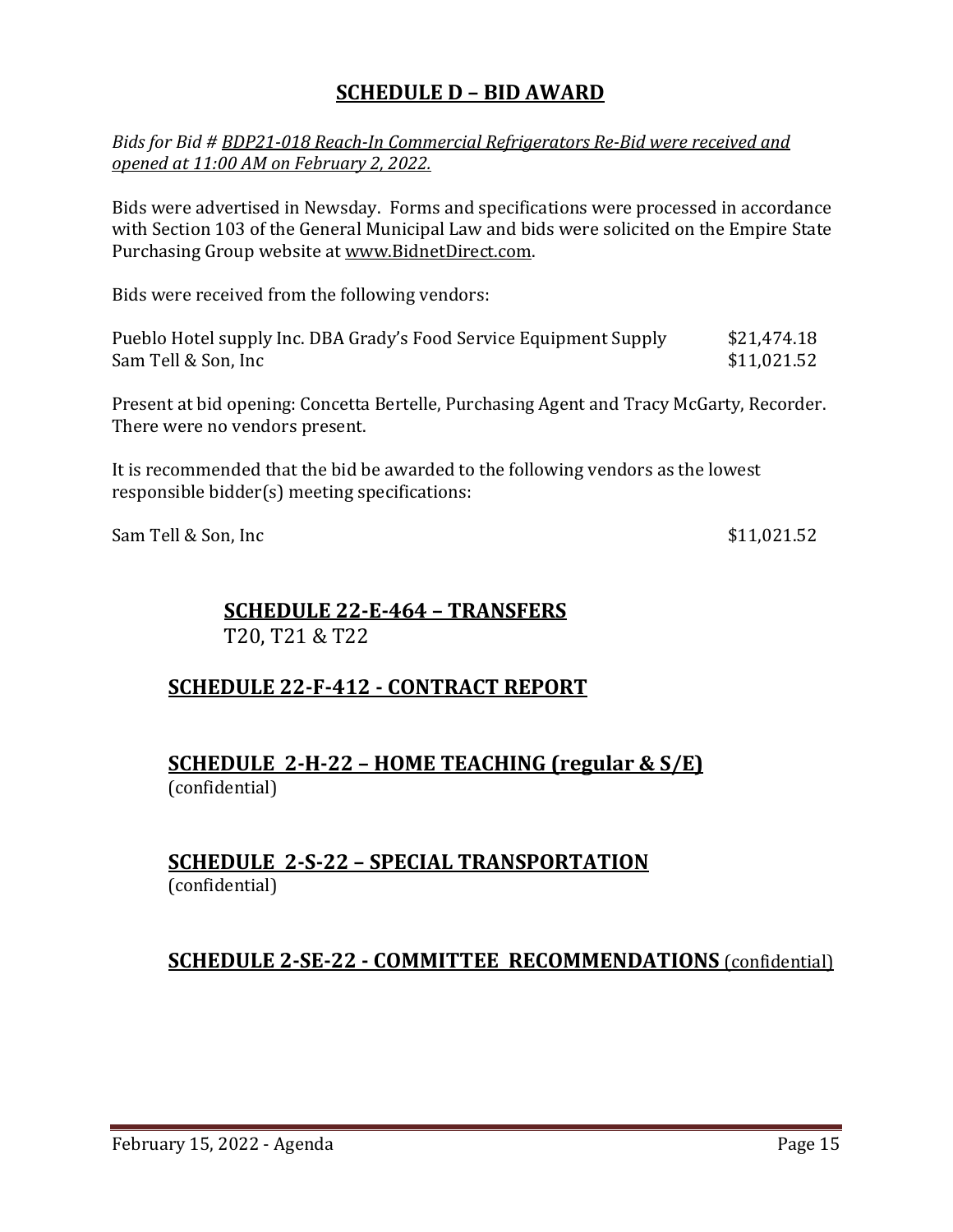## SCHEDULE D – BID AWARD

*Bids for Bid # BDP21-018 Reach-In Commercial Refrigerators Re-Bid were received and opened at 11:00 AM on February 2, 2022.*

Bids were advertised in Newsday. Forms and specifications were processed in accordance with Section 103 of the General Municipal Law and bids were solicited on the Empire State Purchasing Group website at www.BidnetDirect.com.

Bids were received from the following vendors:

| | |
|---|---|
| Pueblo Hotel supply Inc. DBA Grady's Food Service Equipment Supply | $21,474.18 |
| Sam Tell & Son, Inc | $11,021.52 |

Present at bid opening: Concetta Bertelle, Purchasing Agent and Tracy McGarty, Recorder. There were no vendors present.

It is recommended that the bid be awarded to the following vendors as the lowest responsible bidder(s) meeting specifications:

| | |
|---|---|
| Sam Tell & Son, Inc | $11,021.52 |

## SCHEDULE 22-E-464 – TRANSFERS

T20, T21 & T22

## SCHEDULE 22-F-412 - CONTRACT REPORT

## SCHEDULE 2-H-22 – HOME TEACHING (regular & S/E)

(confidential)

## SCHEDULE 2-S-22 – SPECIAL TRANSPORTATION

(confidential)

## SCHEDULE 2-SE-22 - COMMITTEE RECOMMENDATIONS (confidential)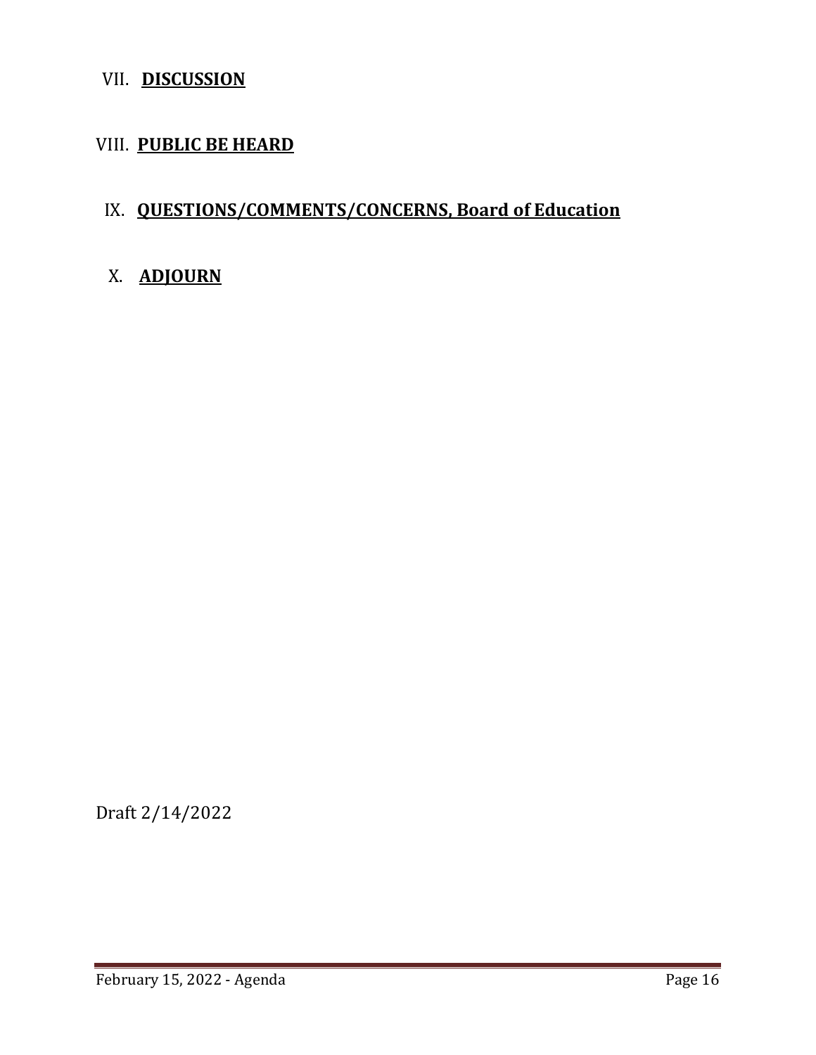## VII. **DISCUSSION**

## VIII. **PUBLIC BE HEARD**

## IX. **QUESTIONS/COMMENTS/CONCERNS, Board of Education**

## X. **ADJOURN**

Draft 2/14/2022